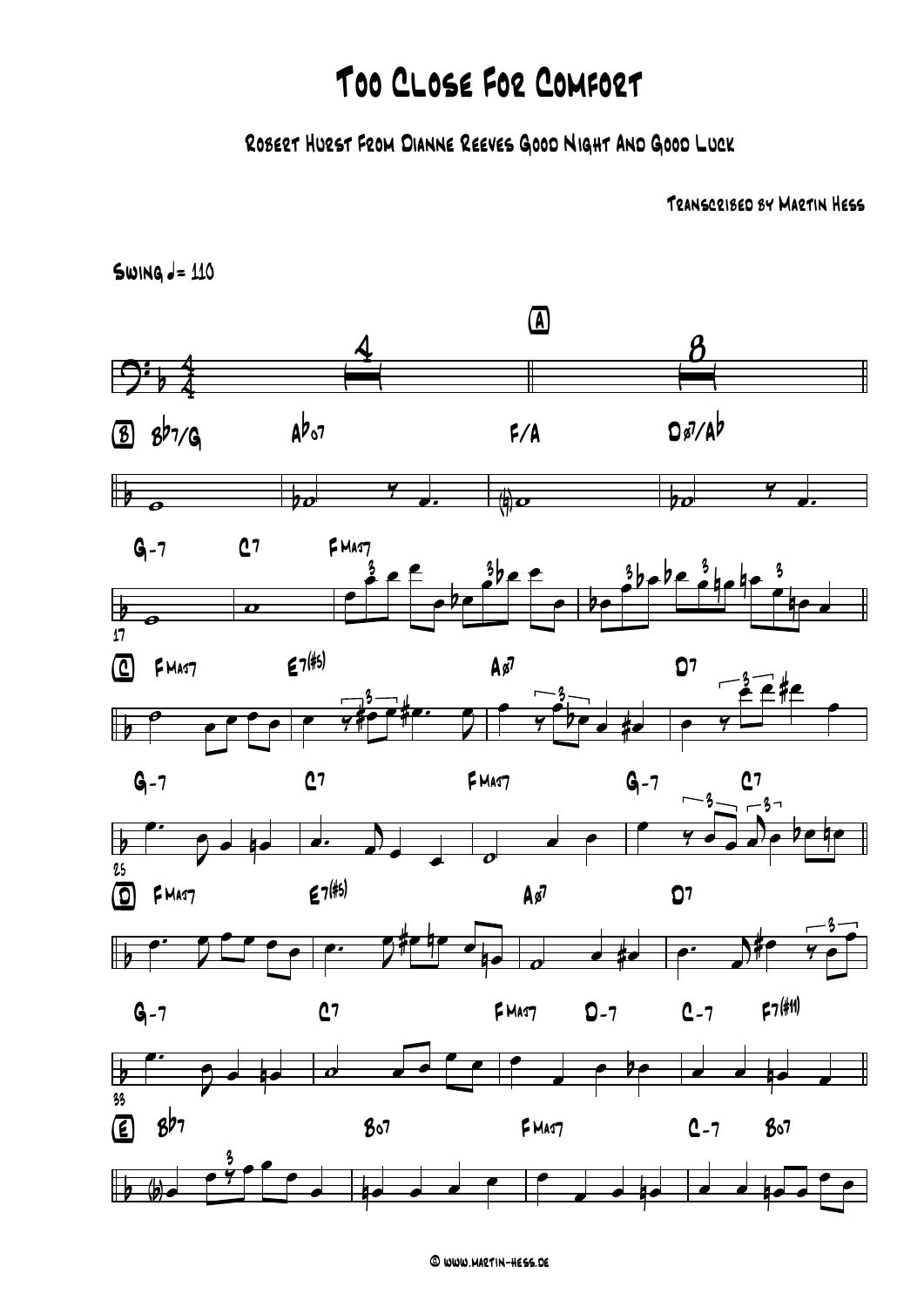# Too Close For Comfort

## Robert Hurst From Dianne Reeves Good Night And Good Luck

Transcribed by Martin Hess

Swing ♩= 110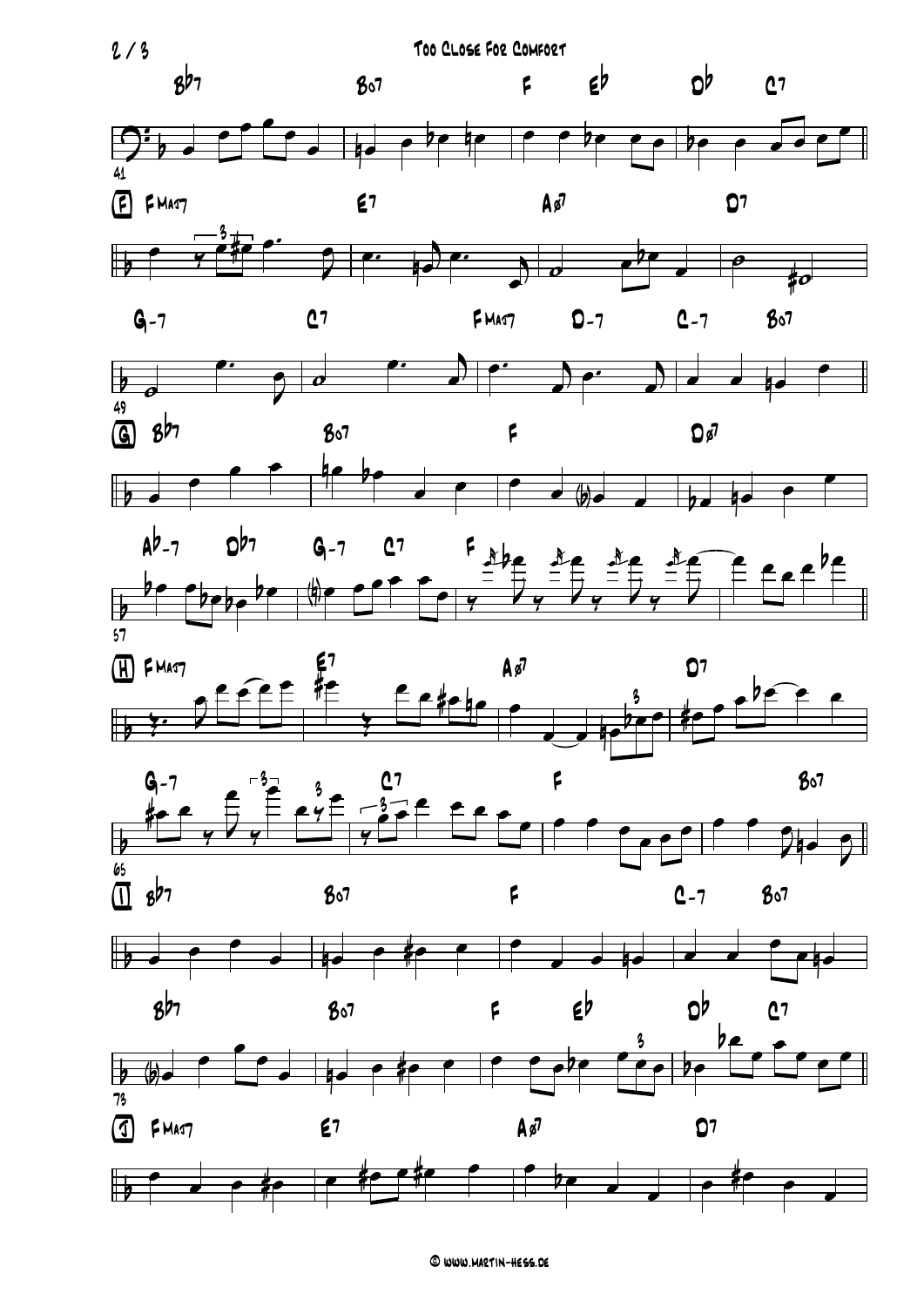41

Bb7 B°7 F Eb Db C7

F

FMaj7 E7 Aø7 D7

49

G-7 C7 FMaj7 D-7 C-7 B°7

G

Bb7 B°7 F Dø7

57

Ab-7 Db7 G-7 C7 F

H

FMaj7 E7 Aø7 D7

65

G-7 C7 F B°7

I

Bb7 B°7 F C-7 B°7

73

Bb7 B°7 F Eb Db C7

J

FMaj7 E7 Aø7 D7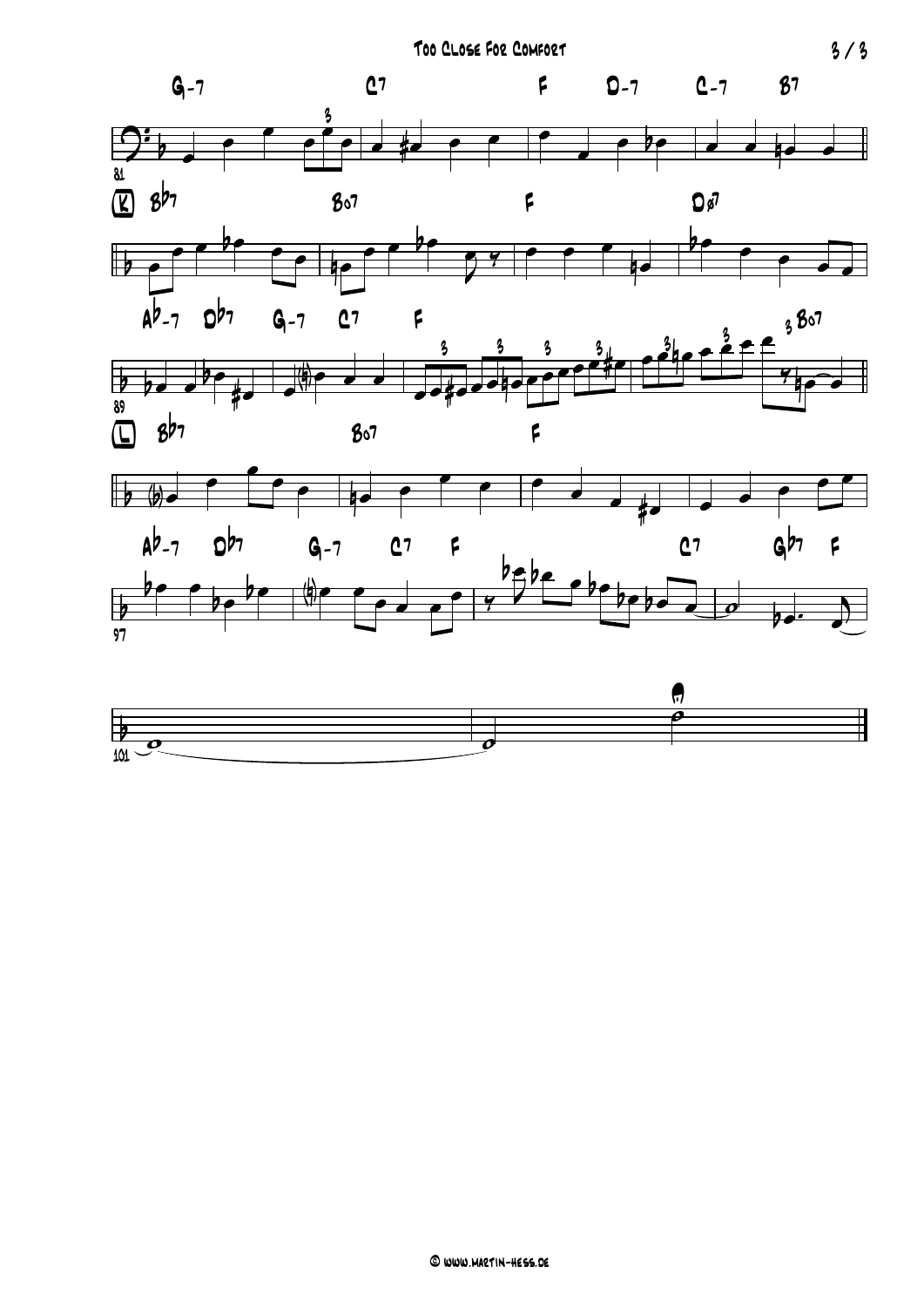G-7 C7 F D-7 C-7 B7

81

K B♭7 B°7 F D∅7

A♭-7 D♭7 G-7 C7 F B°7

89

L B♭7 B°7 F

A♭-7 D♭7 G-7 C7 F C7 G♭7 F

97

101

© www.martin-hess.de